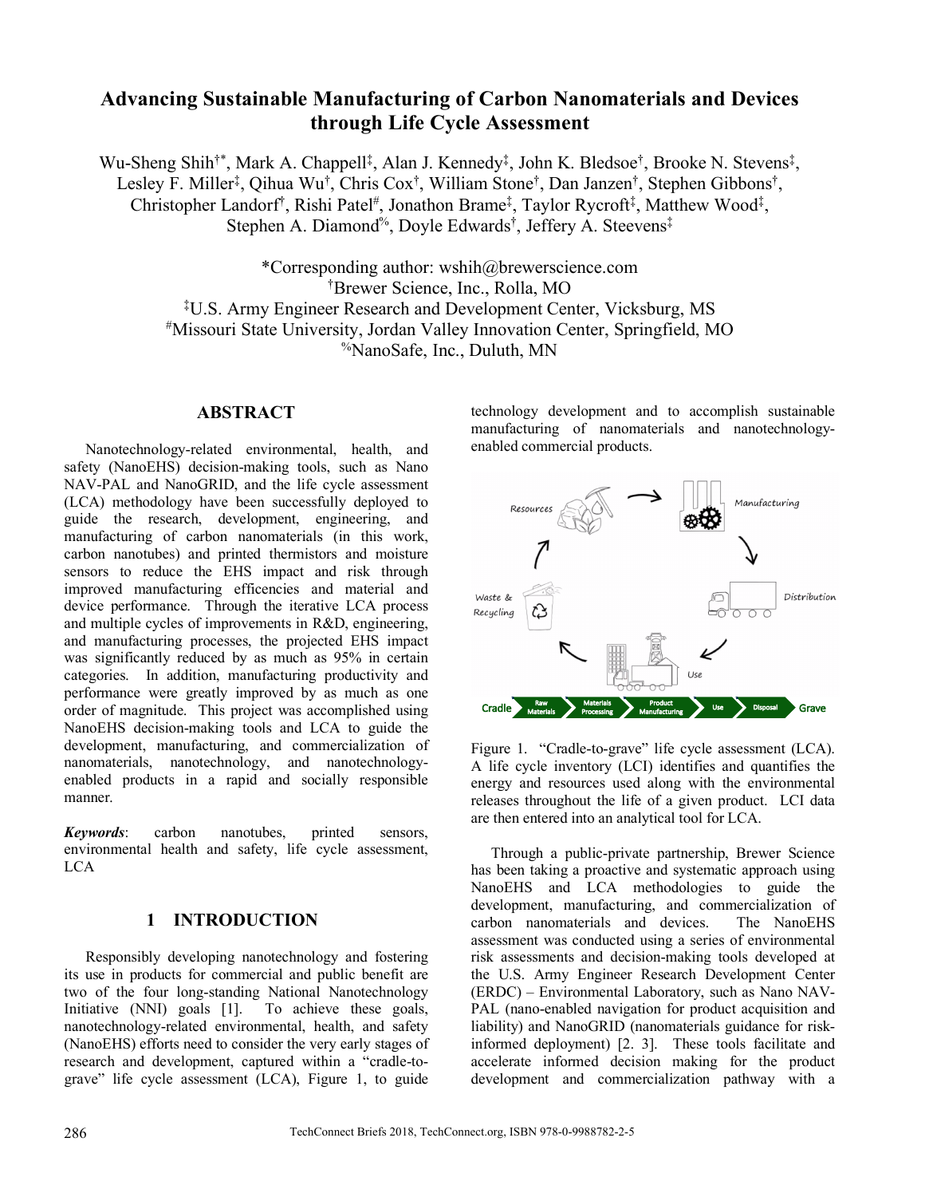# Advancing Sustainable Manufacturing of Carbon Nanomaterials and Devices through Life Cycle Assessment

Wu-Sheng Shih[†*], Mark A. Chappell[‡], Alan J. Kennedy[‡], John K. Bledsoe[†], Brooke N. Stevens[‡], Lesley F. Miller[‡], Qihua Wu[†], Chris Cox[†], William Stone[†], Dan Janzen[†], Stephen Gibbons[†], Christopher Landorf[†], Rishi Patel[#], Jonathon Brame[‡], Taylor Rycroft[‡], Matthew Wood[‡], Stephen A. Diamond[%], Doyle Edwards[†], Jeffery A. Steevens[‡]

*Corresponding author: wshih@brewerscience.com
[†]Brewer Science, Inc., Rolla, MO
[‡]U.S. Army Engineer Research and Development Center, Vicksburg, MS
[#]Missouri State University, Jordan Valley Innovation Center, Springfield, MO
[%]NanoSafe, Inc., Duluth, MN

## ABSTRACT

Nanotechnology-related environmental, health, and safety (NanoEHS) decision-making tools, such as Nano NAV-PAL and NanoGRID, and the life cycle assessment (LCA) methodology have been successfully deployed to guide the research, development, engineering, and manufacturing of carbon nanomaterials (in this work, carbon nanotubes) and printed thermistors and moisture sensors to reduce the EHS impact and risk through improved manufacturing efficiencies and material and device performance. Through the iterative LCA process and multiple cycles of improvements in R&D, engineering, and manufacturing processes, the projected EHS impact was significantly reduced by as much as 95% in certain categories. In addition, manufacturing productivity and performance were greatly improved by as much as one order of magnitude. This project was accomplished using NanoEHS decision-making tools and LCA to guide the development, manufacturing, and commercialization of nanomaterials, nanotechnology, and nanotechnology-enabled products in a rapid and socially responsible manner.

***Keywords***: carbon nanotubes, printed sensors, environmental health and safety, life cycle assessment, LCA

## 1 INTRODUCTION

Responsibly developing nanotechnology and fostering its use in products for commercial and public benefit are two of the four long-standing National Nanotechnology Initiative (NNI) goals [1]. To achieve these goals, nanotechnology-related environmental, health, and safety (NanoEHS) efforts need to consider the very early stages of research and development, captured within a "cradle-to-grave" life cycle assessment (LCA), Figure 1, to guide technology development and to accomplish sustainable manufacturing of nanomaterials and nanotechnology-enabled commercial products.

Figure 1. "Cradle-to-grave" life cycle assessment (LCA). A life cycle inventory (LCI) identifies and quantifies the energy and resources used along with the environmental releases throughout the life of a given product. LCI data are then entered into an analytical tool for LCA.

Through a public-private partnership, Brewer Science has been taking a proactive and systematic approach using NanoEHS and LCA methodologies to guide the development, manufacturing, and commercialization of carbon nanomaterials and devices. The NanoEHS assessment was conducted using a series of environmental risk assessments and decision-making tools developed at the U.S. Army Engineer Research Development Center (ERDC) – Environmental Laboratory, such as Nano NAV-PAL (nano-enabled navigation for product acquisition and liability) and NanoGRID (nanomaterials guidance for risk-informed deployment) [2. 3]. These tools facilitate and accelerate informed decision making for the product development and commercialization pathway with a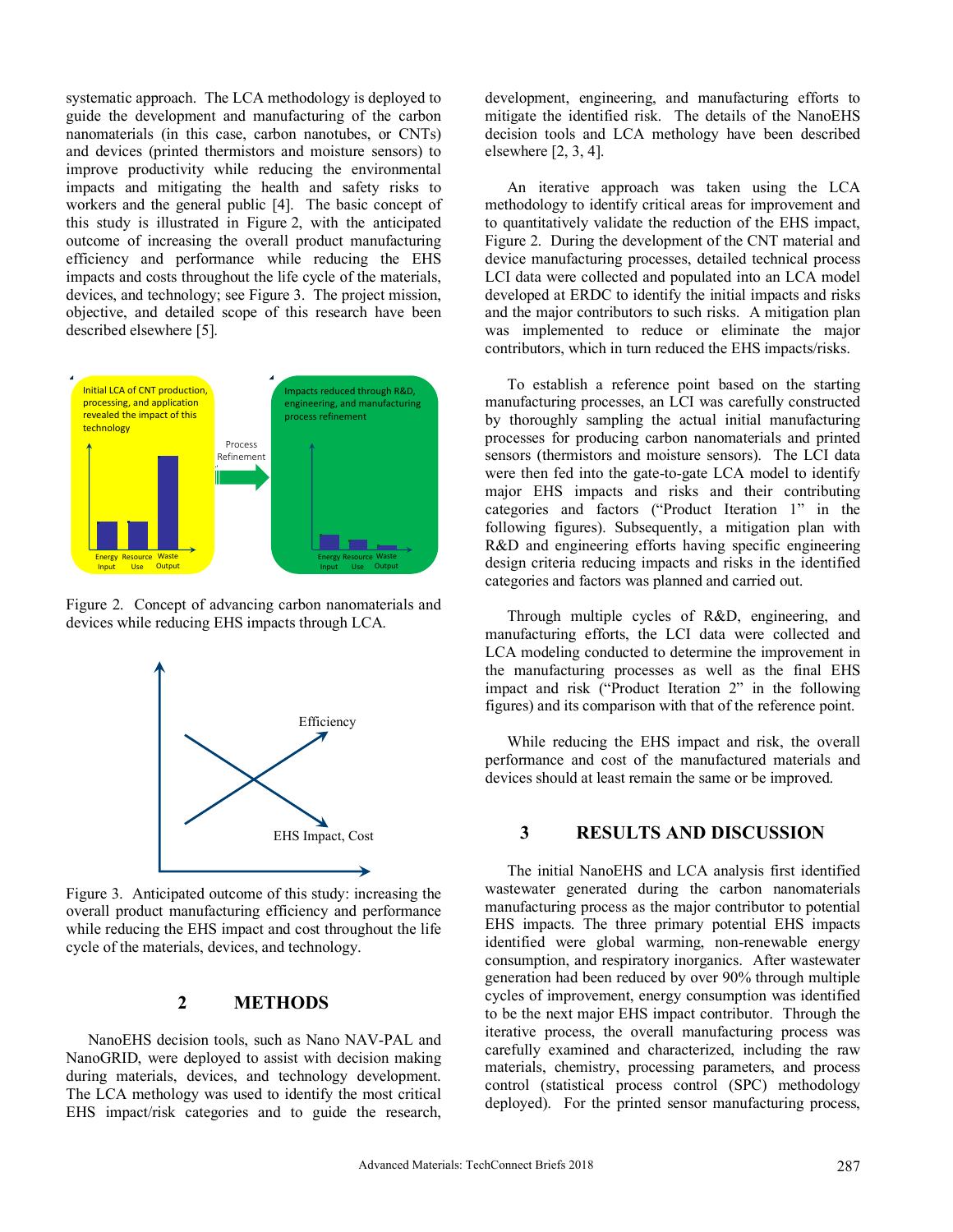systematic approach. The LCA methodology is deployed to guide the development and manufacturing of the carbon nanomaterials (in this case, carbon nanotubes, or CNTs) and devices (printed thermistors and moisture sensors) to improve productivity while reducing the environmental impacts and mitigating the health and safety risks to workers and the general public [4]. The basic concept of this study is illustrated in Figure 2, with the anticipated outcome of increasing the overall product manufacturing efficiency and performance while reducing the EHS impacts and costs throughout the life cycle of the materials, devices, and technology; see Figure 3. The project mission, objective, and detailed scope of this research have been described elsewhere [5].

Figure 2. Concept of advancing carbon nanomaterials and devices while reducing EHS impacts through LCA.

Figure 3. Anticipated outcome of this study: increasing the overall product manufacturing efficiency and performance while reducing the EHS impact and cost throughout the life cycle of the materials, devices, and technology.

## 2 METHODS

NanoEHS decision tools, such as Nano NAV-PAL and NanoGRID, were deployed to assist with decision making during materials, devices, and technology development. The LCA methology was used to identify the most critical EHS impact/risk categories and to guide the research, development, engineering, and manufacturing efforts to mitigate the identified risk. The details of the NanoEHS decision tools and LCA methology have been described elsewhere [2, 3, 4].

An iterative approach was taken using the LCA methodology to identify critical areas for improvement and to quantitatively validate the reduction of the EHS impact, Figure 2. During the development of the CNT material and device manufacturing processes, detailed technical process LCI data were collected and populated into an LCA model developed at ERDC to identify the initial impacts and risks and the major contributors to such risks. A mitigation plan was implemented to reduce or eliminate the major contributors, which in turn reduced the EHS impacts/risks.

To establish a reference point based on the starting manufacturing processes, an LCI was carefully constructed by thoroughly sampling the actual initial manufacturing processes for producing carbon nanomaterials and printed sensors (thermistors and moisture sensors). The LCI data were then fed into the gate-to-gate LCA model to identify major EHS impacts and risks and their contributing categories and factors ("Product Iteration 1" in the following figures). Subsequently, a mitigation plan with R&D and engineering efforts having specific engineering design criteria reducing impacts and risks in the identified categories and factors was planned and carried out.

Through multiple cycles of R&D, engineering, and manufacturing efforts, the LCI data were collected and LCA modeling conducted to determine the improvement in the manufacturing processes as well as the final EHS impact and risk ("Product Iteration 2" in the following figures) and its comparison with that of the reference point.

While reducing the EHS impact and risk, the overall performance and cost of the manufactured materials and devices should at least remain the same or be improved.

## 3 RESULTS AND DISCUSSION

The initial NanoEHS and LCA analysis first identified wastewater generated during the carbon nanomaterials manufacturing process as the major contributor to potential EHS impacts. The three primary potential EHS impacts identified were global warming, non-renewable energy consumption, and respiratory inorganics. After wastewater generation had been reduced by over 90% through multiple cycles of improvement, energy consumption was identified to be the next major EHS impact contributor. Through the iterative process, the overall manufacturing process was carefully examined and characterized, including the raw materials, chemistry, processing parameters, and process control (statistical process control (SPC) methodology deployed). For the printed sensor manufacturing process,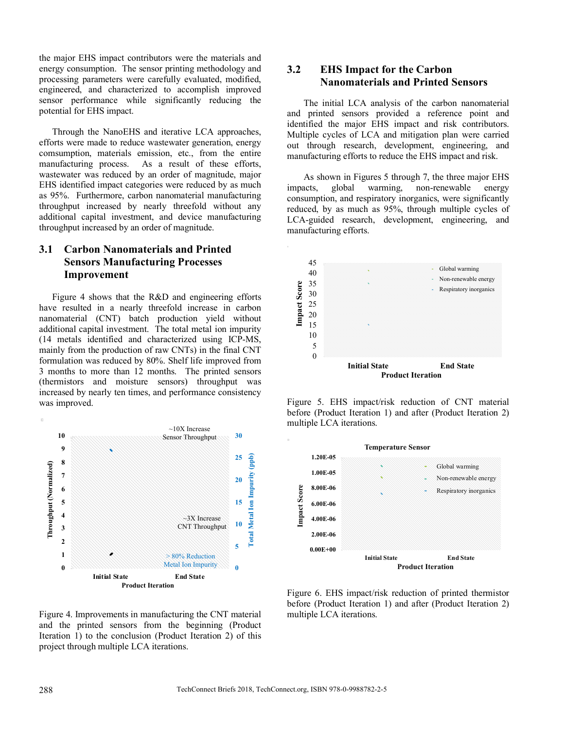the major EHS impact contributors were the materials and energy consumption. The sensor printing methodology and processing parameters were carefully evaluated, modified, engineered, and characterized to accomplish improved sensor performance while significantly reducing the potential for EHS impact.

Through the NanoEHS and iterative LCA approaches, efforts were made to reduce wastewater generation, energy comsumption, materials emission, etc., from the entire manufacturing process. As a result of these efforts, wastewater was reduced by an order of magnitude, major EHS identified impact categories were reduced by as much as 95%. Furthermore, carbon nanomaterial manufacturing throughput increased by nearly threefold without any additional capital investment, and device manufacturing throughput increased by an order of magnitude.

## 3.1 Carbon Nanomaterials and Printed Sensors Manufacturing Processes Improvement

Figure 4 shows that the R&D and engineering efforts have resulted in a nearly threefold increase in carbon nanomaterial (CNT) batch production yield without additional capital investment. The total metal ion impurity (14 metals identified and characterized using ICP-MS, mainly from the production of raw CNTs) in the final CNT formulation was reduced by 80%. Shelf life improved from 3 months to more than 12 months. The printed sensors (thermistors and moisture sensors) throughput was increased by nearly ten times, and performance consistency was improved.

Figure 4. Improvements in manufacturing the CNT material and the printed sensors from the beginning (Product Iteration 1) to the conclusion (Product Iteration 2) of this project through multiple LCA iterations.

## 3.2 EHS Impact for the Carbon Nanomaterials and Printed Sensors

The initial LCA analysis of the carbon nanomaterial and printed sensors provided a reference point and identified the major EHS impact and risk contributors. Multiple cycles of LCA and mitigation plan were carried out through research, development, engineering, and manufacturing efforts to reduce the EHS impact and risk.

As shown in Figures 5 through 7, the three major EHS impacts, global warming, non-renewable energy consumption, and respiratory inorganics, were significantly reduced, by as much as 95%, through multiple cycles of LCA-guided research, development, engineering, and manufacturing efforts.

Figure 5. EHS impact/risk reduction of CNT material before (Product Iteration 1) and after (Product Iteration 2) multiple LCA iterations.

Figure 6. EHS impact/risk reduction of printed thermistor before (Product Iteration 1) and after (Product Iteration 2) multiple LCA iterations.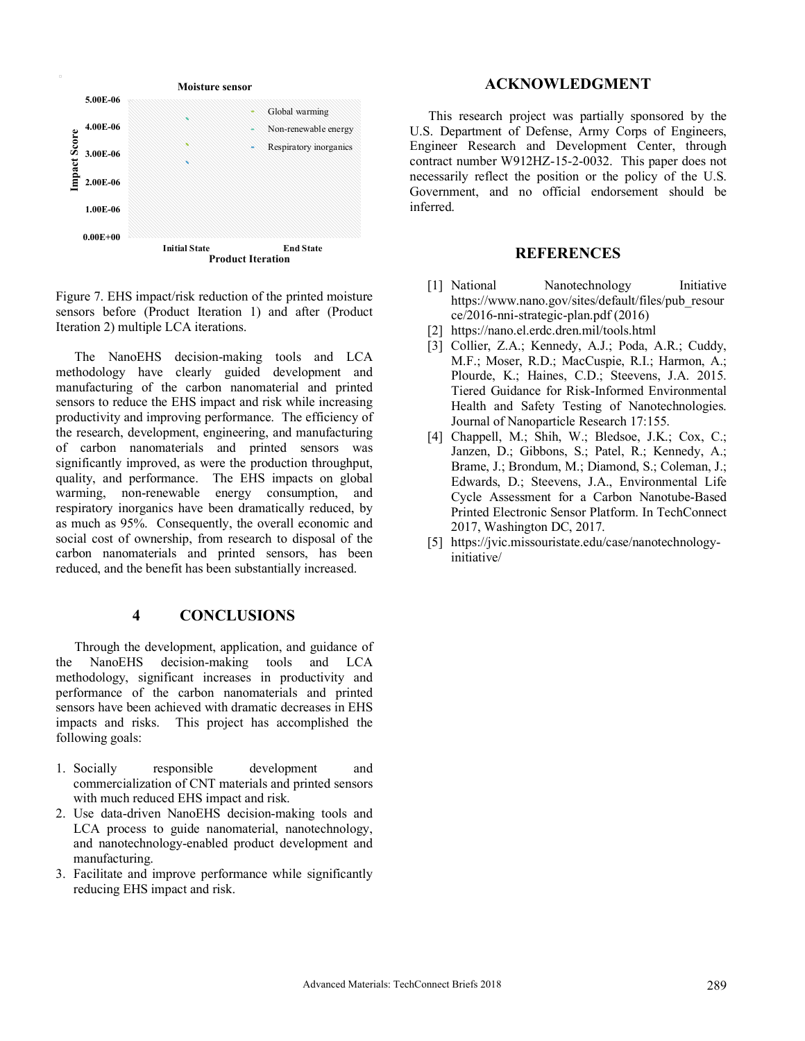Moisture sensor

5.00E-06

4.00E-06

3.00E-06

2.00E-06

1.00E-06

0.00E+00

Impact Score

Initial State

End State

Product Iteration

Global warming

Non-renewable energy

Respiratory inorganics

Figure 7. EHS impact/risk reduction of the printed moisture sensors before (Product Iteration 1) and after (Product Iteration 2) multiple LCA iterations.

The NanoEHS decision-making tools and LCA methodology have clearly guided development and manufacturing of the carbon nanomaterial and printed sensors to reduce the EHS impact and risk while increasing productivity and improving performance. The efficiency of the research, development, engineering, and manufacturing of carbon nanomaterials and printed sensors was significantly improved, as were the production throughput, quality, and performance. The EHS impacts on global warming, non-renewable energy consumption, and respiratory inorganics have been dramatically reduced, by as much as 95%. Consequently, the overall economic and social cost of ownership, from research to disposal of the carbon nanomaterials and printed sensors, has been reduced, and the benefit has been substantially increased.

## 4 CONCLUSIONS

Through the development, application, and guidance of the NanoEHS decision-making tools and LCA methodology, significant increases in productivity and performance of the carbon nanomaterials and printed sensors have been achieved with dramatic decreases in EHS impacts and risks. This project has accomplished the following goals:

1. Socially responsible development and commercialization of CNT materials and printed sensors with much reduced EHS impact and risk.
2. Use data-driven NanoEHS decision-making tools and LCA process to guide nanomaterial, nanotechnology, and nanotechnology-enabled product development and manufacturing.
3. Facilitate and improve performance while significantly reducing EHS impact and risk.

## ACKNOWLEDGMENT

This research project was partially sponsored by the U.S. Department of Defense, Army Corps of Engineers, Engineer Research and Development Center, through contract number W912HZ-15-2-0032. This paper does not necessarily reflect the position or the policy of the U.S. Government, and no official endorsement should be inferred.

## REFERENCES

[1] National Nanotechnology Initiative https://www.nano.gov/sites/default/files/pub_resource/2016-nni-strategic-plan.pdf (2016)

[2] https://nano.el.erdc.dren.mil/tools.html

[3] Collier, Z.A.; Kennedy, A.J.; Poda, A.R.; Cuddy, M.F.; Moser, R.D.; MacCuspie, R.I.; Harmon, A.; Plourde, K.; Haines, C.D.; Steevens, J.A. 2015. Tiered Guidance for Risk-Informed Environmental Health and Safety Testing of Nanotechnologies. Journal of Nanoparticle Research 17:155.

[4] Chappell, M.; Shih, W.; Bledsoe, J.K.; Cox, C.; Janzen, D.; Gibbons, S.; Patel, R.; Kennedy, A.; Brame, J.; Brondum, M.; Diamond, S.; Coleman, J.; Edwards, D.; Steevens, J.A., Environmental Life Cycle Assessment for a Carbon Nanotube-Based Printed Electronic Sensor Platform. In TechConnect 2017, Washington DC, 2017.

[5] https://jvic.missouristate.edu/case/nanotechnology-initiative/